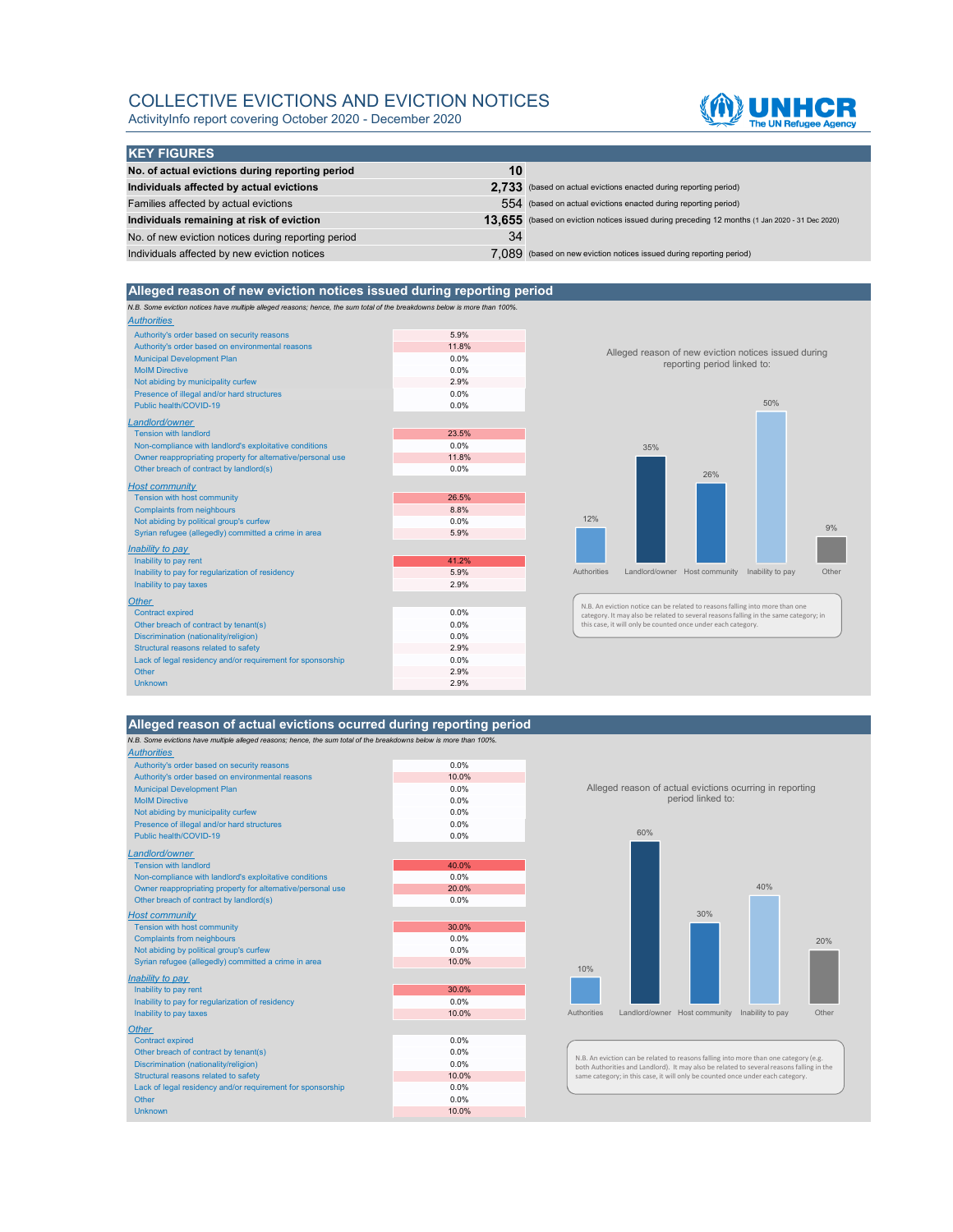# COLLECTIVE EVICTIONS AND EVICTION NOTICES

ActivityInfo report covering October 2020 - December 2020

## KEY FIGURES

| | | |
|---|---|---|
| **No. of actual evictions during reporting period** | **10** | |
| **Individuals affected by actual evictions** | **2,733** | (based on actual evictions enacted during reporting period) |
| Families affected by actual evictions | 554 | (based on actual evictions enacted during reporting period) |
| **Individuals remaining at risk of eviction** | **13,655** | (based on eviction notices issued during preceding 12 months (1 Jan 2020 - 31 Dec 2020) |
| No. of new eviction notices during reporting period | 34 | |
| Individuals affected by new eviction notices | 7,089 | (based on new eviction notices issued during reporting period) |

## Alleged reason of new eviction notices issued during reporting period

*N.B. Some eviction notices have multiple alleged reasons; hence, the sum total of the breakdowns below is more than 100%.*

| Reason | % |
|---|---|
| ***Authorities*** | |
| Authority's order based on security reasons | 5.9% |
| Authority's order based on environmental reasons | 11.8% |
| Municipal Development Plan | 0.0% |
| MoIM Directive | 0.0% |
| Not abiding by municipality curfew | 2.9% |
| Presence of illegal and/or hard structures | 0.0% |
| Public health/COVID-19 | 0.0% |
| ***Landlord/owner*** | |
| Tension with landlord | 23.5% |
| Non-compliance with landlord's exploitative conditions | 0.0% |
| Owner reappropriating property for alternative/personal use | 11.8% |
| Other breach of contract by landlord(s) | 0.0% |
| ***Host community*** | |
| Tension with host community | 26.5% |
| Complaints from neighbours | 8.8% |
| Not abiding by political group's curfew | 0.0% |
| Syrian refugee (allegedly) committed a crime in area | 5.9% |
| ***Inability to pay*** | |
| Inability to pay rent | 41.2% |
| Inability to pay for regularization of residency | 5.9% |
| Inability to pay taxes | 2.9% |
| ***Other*** | |
| Contract expired | 0.0% |
| Other breach of contract by tenant(s) | 0.0% |
| Discrimination (nationality/religion) | 0.0% |
| Structural reasons related to safety | 2.9% |
| Lack of legal residency and/or requirement for sponsorship | 0.0% |
| Other | 2.9% |
| Unknown | 2.9% |

Alleged reason of new eviction notices issued during reporting period linked to:

| Authorities | Landlord/owner | Host community | Inability to pay | Other |
|---|---|---|---|---|
| 12% | 35% | 26% | 50% | 9% |

N.B. An eviction notice can be related to reasons falling into more than one category. It may also be related to several reasons falling in the same category; in this case, it will only be counted once under each category.

## Alleged reason of actual evictions ocurred during reporting period

*N.B. Some evictions have multiple alleged reasons; hence, the sum total of the breakdowns below is more than 100%.*

| Reason | % |
|---|---|
| ***Authorities*** | |
| Authority's order based on security reasons | 0.0% |
| Authority's order based on environmental reasons | 10.0% |
| Municipal Development Plan | 0.0% |
| MoIM Directive | 0.0% |
| Not abiding by municipality curfew | 0.0% |
| Presence of illegal and/or hard structures | 0.0% |
| Public health/COVID-19 | 0.0% |
| ***Landlord/owner*** | |
| Tension with landlord | 40.0% |
| Non-compliance with landlord's exploitative conditions | 0.0% |
| Owner reappropriating property for alternative/personal use | 20.0% |
| Other breach of contract by landlord(s) | 0.0% |
| ***Host community*** | |
| Tension with host community | 30.0% |
| Complaints from neighbours | 0.0% |
| Not abiding by political group's curfew | 0.0% |
| Syrian refugee (allegedly) committed a crime in area | 10.0% |
| ***Inability to pay*** | |
| Inability to pay rent | 30.0% |
| Inability to pay for regularization of residency | 0.0% |
| Inability to pay taxes | 10.0% |
| ***Other*** | |
| Contract expired | 0.0% |
| Other breach of contract by tenant(s) | 0.0% |
| Discrimination (nationality/religion) | 0.0% |
| Structural reasons related to safety | 10.0% |
| Lack of legal residency and/or requirement for sponsorship | 0.0% |
| Other | 0.0% |
| Unknown | 10.0% |

Alleged reason of actual evictions occurring in reporting period linked to:

| Authorities | Landlord/owner | Host community | Inability to pay | Other |
|---|---|---|---|---|
| 10% | 60% | 30% | 40% | 20% |

N.B. An eviction can be related to reasons falling into more than one category (e.g. both Authorities and Landlord). It may also be related to several reasons falling in the same category; in this case, it will only be counted once under each category.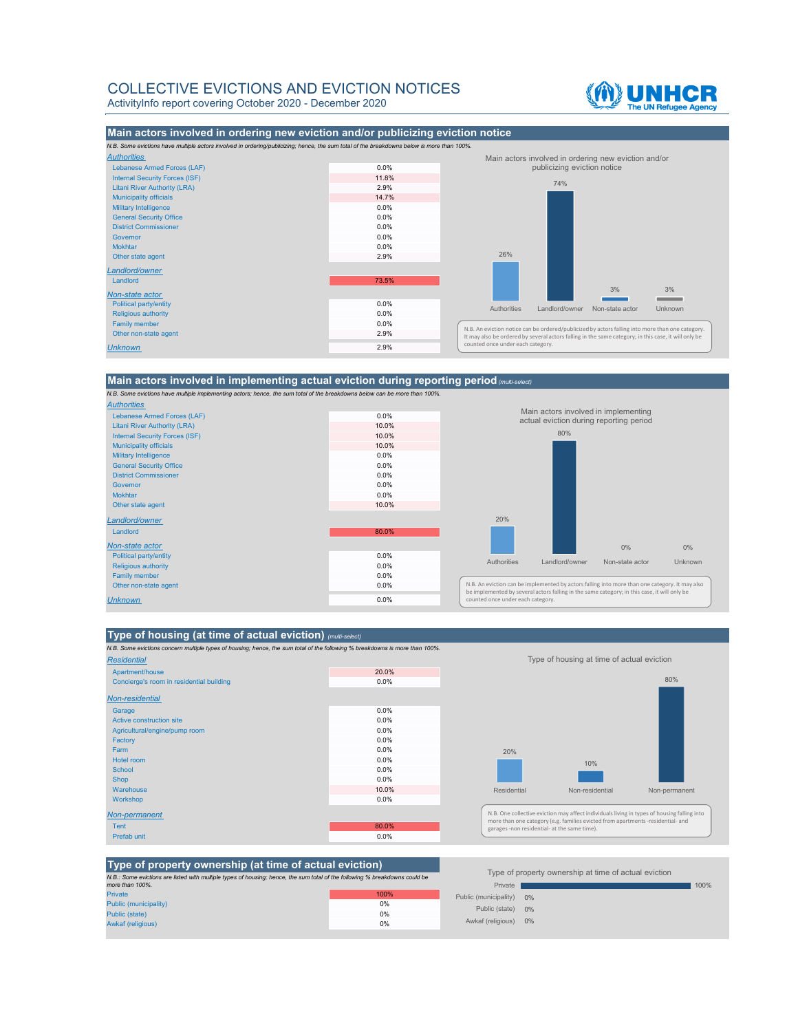# COLLECTIVE EVICTIONS AND EVICTION NOTICES

ActivityInfo report covering October 2020 - December 2020

## Main actors involved in ordering new eviction and/or publicizing eviction notice

*N.B. Some evictions have multiple actors involved in ordering/publicizing; hence, the sum total of the breakdowns below is more than 100%.*

| Actor | % |
|---|---|
| ***Authorities*** | |
| Lebanese Armed Forces (LAF) | 0.0% |
| Internal Security Forces (ISF) | 11.8% |
| Litani River Authority (LRA) | 2.9% |
| Municipality officials | 14.7% |
| Military Intelligence | 0.0% |
| General Security Office | 0.0% |
| District Commissioner | 0.0% |
| Governor | 0.0% |
| Mokhtar | 0.0% |
| Other state agent | 2.9% |
| ***Landlord/owner*** | |
| Landlord | 73.5% |
| ***Non-state actor*** | |
| Political party/entity | 0.0% |
| Religious authority | 0.0% |
| Family member | 0.0% |
| Other non-state agent | 2.9% |
| ***Unknown*** | 2.9% |

Main actors involved in ordering new eviction and/or publicizing eviction notice

| Authorities | Landlord/owner | Non-state actor | Unknown |
|---|---|---|---|
| 26% | 74% | 3% | 3% |

N.B. An eviction notice can be ordered/publicized by actors falling into more than one category. It may also be ordered by several actors falling in the same category; in this case, it will only be counted once under each category.

## Main actors involved in implementing actual eviction during reporting period *(multi-select)*

*N.B. Some evictions have multiple implementing actors; hence, the sum total of the breakdowns below can be more than 100%.*

| Actor | % |
|---|---|
| ***Authorities*** | |
| Lebanese Armed Forces (LAF) | 0.0% |
| Litani River Authority (LRA) | 10.0% |
| Internal Security Forces (ISF) | 10.0% |
| Municipality officials | 10.0% |
| Military Intelligence | 0.0% |
| General Security Office | 0.0% |
| District Commissioner | 0.0% |
| Governor | 0.0% |
| Mokhtar | 0.0% |
| Other state agent | 10.0% |
| ***Landlord/owner*** | |
| Landlord | 80.0% |
| ***Non-state actor*** | |
| Political party/entity | 0.0% |
| Religious authority | 0.0% |
| Family member | 0.0% |
| Other non-state agent | 0.0% |
| ***Unknown*** | 0.0% |

Main actors involved in implementing actual eviction during reporting period

| Authorities | Landlord/owner | Non-state actor | Unknown |
|---|---|---|---|
| 20% | 80% | 0% | 0% |

N.B. An eviction can be implemented by actors falling into more than one category. It may also be implemented by several actors falling in the same category; in this case, it will only be counted once under each category.

## Type of housing (at time of actual eviction) *(multi-select)*

*N.B. Some evictions concern multiple types of housing; hence, the sum total of the following % breakdowns is more than 100%.*

| Type | % |
|---|---|
| ***Residential*** | |
| Apartment/house | 20.0% |
| Concierge's room in residential building | 0.0% |
| ***Non-residential*** | |
| Garage | 0.0% |
| Active construction site | 0.0% |
| Agricultural/engine/pump room | 0.0% |
| Factory | 0.0% |
| Farm | 0.0% |
| Hotel room | 0.0% |
| School | 0.0% |
| Shop | 0.0% |
| Warehouse | 10.0% |
| Workshop | 0.0% |
| ***Non-permanent*** | |
| Tent | 80.0% |
| Prefab unit | 0.0% |

Type of housing at time of actual eviction

| Residential | Non-residential | Non-permanent |
|---|---|---|
| 20% | 10% | 80% |

N.B. One collective eviction may affect individuals living in types of housing falling into more than one category (e.g. families evicted from apartments -residential- and garages -non residential- at the same time).

## Type of property ownership (at time of actual eviction)

*N.B.: Some evictions are listed with multiple types of housing; hence, the sum total of the following % breakdowns could be more than 100%.*

| Ownership | % |
|---|---|
| Private | 100% |
| Public (municipality) | 0% |
| Public (state) | 0% |
| Awkaf (religious) | 0% |

Type of property ownership at time of actual eviction

| Private | Public (municipality) | Public (state) | Awkaf (religious) |
|---|---|---|---|
| 100% | 0% | 0% | 0% |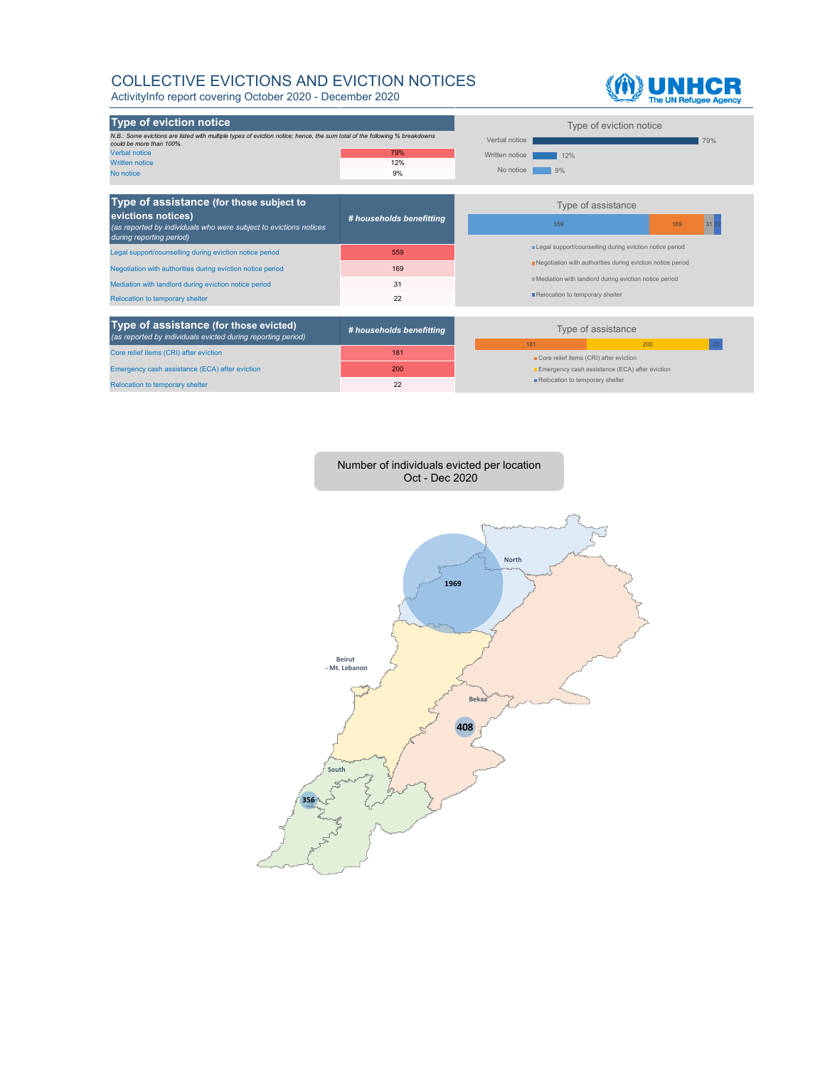# COLLECTIVE EVICTIONS AND EVICTION NOTICES

ActivityInfo report covering October 2020 - December 2020

## Type of eviction notice

*N.B.: Some evictions are listed with multiple types of eviction notice; hence, the sum total of the following % breakdowns could be more than 100%.*

| Type of eviction notice | |
|---|---|
| Verbal notice | 79% |
| Written notice | 12% |
| No notice | 9% |

Type of eviction notice

Verbal notice 79%
Written notice 12%
No notice 9%

| **Type of assistance** (for those subject to evictions notices) *(as reported by individuals who were subject to evictions notices during reporting period)* | *# households benefitting* |
|---|---|
| Legal support/counselling during eviction notice period | 559 |
| Negotiation with authorities during eviction notice period | 169 |
| Mediation with landlord during eviction notice period | 31 |
| Relocation to temporary shelter | 22 |

Type of assistance

559 | 169 | 31 | 22

- Legal support/counselling during eviction notice period
- Negotiation with authorities during eviction notice period
- Mediation with landlord during eviction notice period
- Relocation to temporary shelter

| **Type of assistance** (for those evicted) *(as reported by individuals evicted during reporting period)* | *# households benefitting* |
|---|---|
| Core relief items (CRI) after eviction | 181 |
| Emergency cash assistance (ECA) after eviction | 200 |
| Relocation to temporary shelter | 22 |

Type of assistance

181 | 200 | 22

- Core relief items (CRI) after eviction
- Emergency cash assistance (ECA) after eviction
- Relocation to temporary shelter

Number of individuals evicted per location
Oct - Dec 2020

North: 1969
Beirut - Mt. Lebanon
Bekaa: 408
South: 356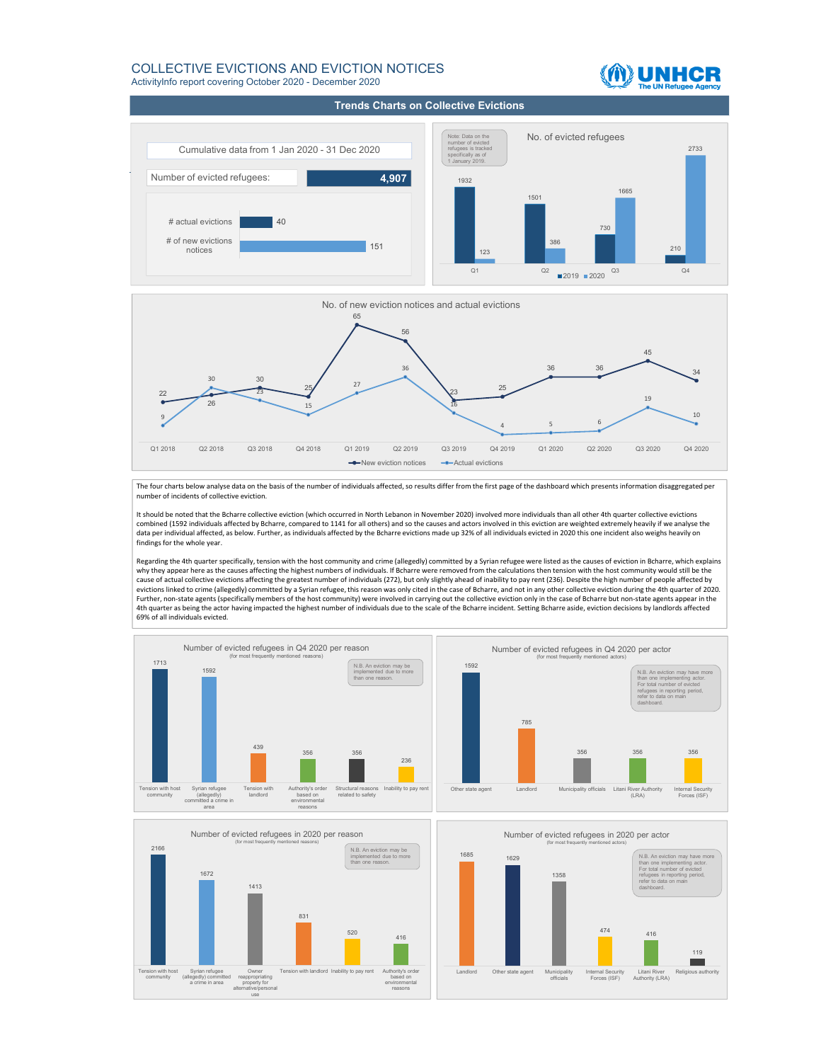# COLLECTIVE EVICTIONS AND EVICTION NOTICES

ActivityInfo report covering October 2020 - December 2020

## Trends Charts on Collective Evictions

Cumulative data from 1 Jan 2020 - 31 Dec 2020

| | |
|---|---|
| Number of evicted refugees: | 4,907 |
| # actual evictions | 40 |
| # of new evictions notices | 151 |

### No. of evicted refugees

Note: Data on the number of evicted refugees is tracked specifically as of 1 January 2019.

| | 2019 | 2020 |
|---|---|---|
| Q1 | 1932 | 123 |
| Q2 | 1501 | 386 |
| Q3 | 730 | 1665 |
| Q4 | 210 | 2733 |

### No. of new eviction notices and actual evictions

| | New eviction notices | Actual evictions |
|---|---|---|
| Q1 2018 | 22 | 9 |
| Q2 2018 | 26 | 30 |
| Q3 2018 | 30 | 23 |
| Q4 2018 | 25 | 15 |
| Q1 2019 | 65 | 27 |
| Q2 2019 | 56 | 36 |
| Q3 2019 | 23 | 16 |
| Q4 2019 | 25 | 4 |
| Q1 2020 | 36 | 5 |
| Q2 2020 | 36 | 6 |
| Q3 2020 | 45 | 19 |
| Q4 2020 | 34 | 10 |

The four charts below analyse data on the basis of the number of individuals affected, so results differ from the first page of the dashboard which presents information disaggregated per number of incidents of collective eviction.

It should be noted that the Bcharre collective eviction (which occurred in North Lebanon in November 2020) involved more individuals than all other 4th quarter collective evictions combined (1592 individuals affected by Bcharre, compared to 1141 for all others) and so the causes and actors involved in this eviction are weighted extremely heavily if we analyse the data per individual affected, as below. Further, as individuals affected by the Bcharre evictions made up 32% of all individuals evicted in 2020 this one incident also weighs heavily on findings for the whole year.

Regarding the 4th quarter specifically, tension with the host community and crime (allegedly) committed by a Syrian refugee were listed as the causes of eviction in Bcharre, which explains why they appear here as the causes affecting the highest numbers of individuals. If Bcharre were removed from the calculations then tension with the host community would still be the cause of actual collective evictions affecting the greatest number of individuals (272), but only slightly ahead of inability to pay rent (236). Despite the high number of people affected by evictions linked to crime (allegedly) committed by a Syrian refugee, this reason was only cited in the case of Bcharre, and not in any other collective eviction during the 4th quarter of 2020. Further, non-state agents (specifically members of the host community) were involved in carrying out the collective eviction only in the case of Bcharre but non-state agents appear in the 4th quarter as being the actor having impacted the highest number of individuals due to the scale of the Bcharre incident. Setting Bcharre aside, eviction decisions by landlords affected 69% of all individuals evicted.

### Number of evicted refugees in Q4 2020 per reason

(for most frequently mentioned reasons)

N.B. An eviction may be implemented due to more than one reason.

| Reason | Number |
|---|---|
| Tension with host community | 1713 |
| Syrian refugee (allegedly) committed a crime in area | 1592 |
| Tension with landlord | 439 |
| Authority's order based on environmental reasons | 356 |
| Structural reasons related to safety | 356 |
| Inability to pay rent | 236 |

### Number of evicted refugees in Q4 2020 per actor

(for most frequently mentioned actors)

N.B. An eviction may have more than one implementing actor. For total number of evicted refugees in reporting period, refer to data on main dashboard.

| Actor | Number |
|---|---|
| Other state agent | 1592 |
| Landlord | 785 |
| Municipality officials | 356 |
| Litani River Authority (LRA) | 356 |
| Internal Security Forces (ISF) | 356 |

### Number of evicted refugees in 2020 per reason

(for most frequently mentioned reasons)

N.B. An eviction may be implemented due to more than one reason.

| Reason | Number |
|---|---|
| Tension with host community | 2166 |
| Syrian refugee (allegedly) committed a crime in area | 1672 |
| Owner reappropriating property for alternative/personal use | 1413 |
| Tension with landlord | 831 |
| Inability to pay rent | 520 |
| Authority's order based on environmental reasons | 416 |

### Number of evicted refugees in 2020 per actor

(for most frequently mentioned actors)

N.B. An eviction may have more than one implementing actor. For total number of evicted refugees in reporting period, refer to data on main dashboard.

| Actor | Number |
|---|---|
| Landlord | 1685 |
| Other state agent | 1629 |
| Municipality officials | 1358 |
| Internal Security Forces (ISF) | 474 |
| Litani River Authority (LRA) | 416 |
| Religious authority | 119 |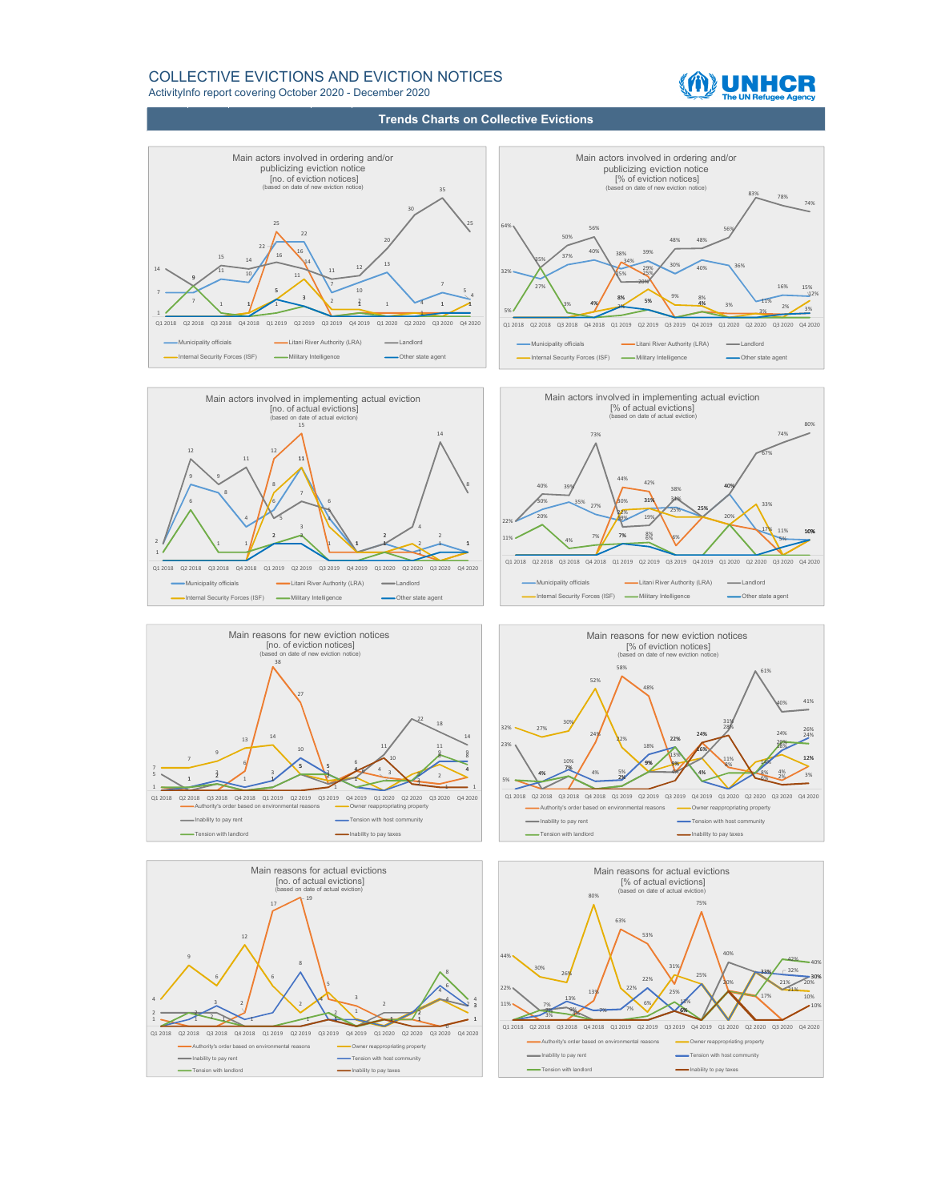# COLLECTIVE EVICTIONS AND EVICTION NOTICES

ActivityInfo report covering October 2020 - December 2020

UNHCR The UN Refugee Agency

## Trends Charts on Collective Evictions

Main actors involved in ordering and/or publicizing eviction notice
[no. of eviction notices]
(based on date of new eviction notice)

Q1 2018 Q2 2018 Q3 2018 Q4 2018 Q1 2019 Q2 2019 Q3 2019 Q4 2019 Q1 2020 Q2 2020 Q3 2020 Q4 2020

Municipality officials — Litani River Authority (LRA) — Landlord — Internal Security Forces (ISF) — Military Intelligence — Other state agent

Main actors involved in ordering and/or publicizing eviction notice
[% of eviction notices]
(based on date of new eviction notice)

Q1 2018 Q2 2018 Q3 2018 Q4 2018 Q1 2019 Q2 2019 Q3 2019 Q4 2019 Q1 2020 Q2 2020 Q3 2020 Q4 2020

Municipality officials — Litani River Authority (LRA) — Landlord — Internal Security Forces (ISF) — Military Intelligence — Other state agent

Main actors involved in implementing actual eviction
[no. of actual evictions]
(based on date of actual eviction)

Q1 2018 Q2 2018 Q3 2018 Q4 2018 Q1 2019 Q2 2019 Q3 2019 Q4 2019 Q1 2020 Q2 2020 Q3 2020 Q4 2020

Municipality officials — Litani River Authority (LRA) — Landlord — Internal Security Forces (ISF) — Military Intelligence — Other state agent

Main actors involved in implementing actual eviction
[% of actual evictions]
(based on date of actual eviction)

Q1 2018 Q2 2018 Q3 2018 Q4 2018 Q1 2019 Q2 2019 Q3 2019 Q4 2019 Q1 2020 Q2 2020 Q3 2020 Q4 2020

Municipality officials — Litani River Authority (LRA) — Landlord — Internal Security Forces (ISF) — Military Intelligence — Other state agent

Main reasons for new eviction notices
[no. of eviction notices]
(based on date of new eviction notice)

Q1 2018 Q2 2018 Q3 2018 Q4 2018 Q1 2019 Q2 2019 Q3 2019 Q4 2019 Q1 2020 Q2 2020 Q3 2020 Q4 2020

Authority's order based on environmental reasons — Owner reappropriating property — Inability to pay rent — Tension with host community — Tension with landlord — Inability to pay taxes

Main reasons for new eviction notices
[% of eviction notices]
(based on date of new eviction notice)

Q1 2018 Q2 2018 Q3 2018 Q4 2018 Q1 2019 Q2 2019 Q3 2019 Q4 2019 Q1 2020 Q2 2020 Q3 2020 Q4 2020

Authority's order based on environmental reasons — Owner reappropriating property — Inability to pay rent — Tension with host community — Tension with landlord — Inability to pay taxes

Main reasons for actual evictions
[no. of actual evictions]
(based on date of actual eviction)

Q1 2018 Q2 2018 Q3 2018 Q4 2018 Q1 2019 Q2 2019 Q3 2019 Q4 2019 Q1 2020 Q2 2020 Q3 2020 Q4 2020

Authority's order based on environmental reasons — Owner reappropriating property — Inability to pay rent — Tension with host community — Tension with landlord — Inability to pay taxes

Main reasons for actual evictions
[% of actual evictions]
(based on date of actual eviction)

Q1 2018 Q2 2018 Q3 2018 Q4 2018 Q1 2019 Q2 2019 Q3 2019 Q4 2019 Q1 2020 Q2 2020 Q3 2020 Q4 2020

Authority's order based on environmental reasons — Owner reappropriating property — Inability to pay rent — Tension with host community — Tension with landlord — Inability to pay taxes